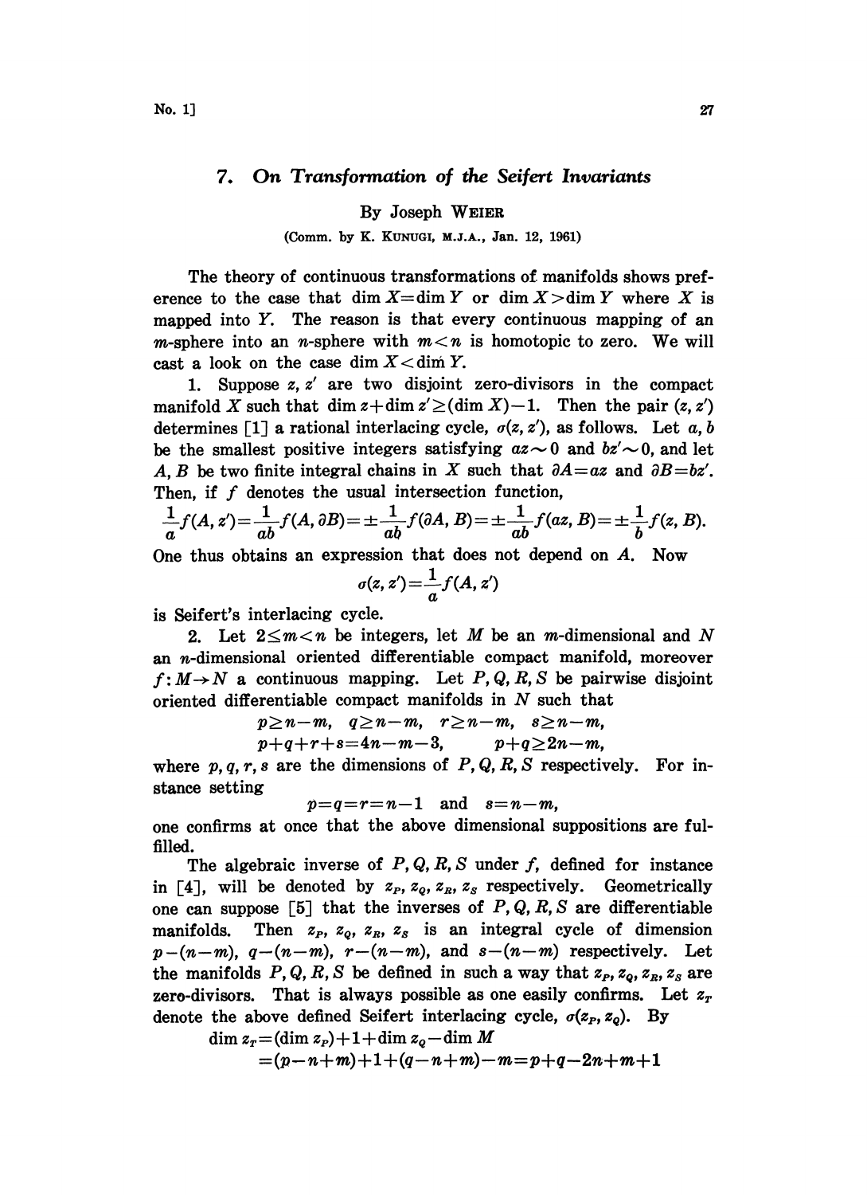# 7. On Transformation of the Seifert Invariants

By Joseph WEIER

(Comm. by K. KUNUGI, M.J.A., Jan. 12, 1961)

The theory of continuous transformations of manifolds shows preference to the case that $\dim X = \dim Y$ or $\dim X > \dim Y$ where $X$ is mapped into $Y$. The reason is that every continuous mapping of an $m$-sphere into an $n$-sphere with $m < n$ is homotopic to zero. We will cast a look on the case $\dim X < \dim Y$.

1. Suppose $z, z'$ are two disjoint zero-divisors in the compact manifold $X$ such that $\dim z + \dim z' \geq (\dim X) - 1$. Then the pair $(z, z')$ determines [1] a rational interlacing cycle, $\sigma(z, z')$, as follows. Let $a, b$ be the smallest positive integers satisfying $az \sim 0$ and $bz' \sim 0$, and let $A, B$ be two finite integral chains in $X$ such that $\partial A = az$ and $\partial B = bz'$. Then, if $f$ denotes the usual intersection function,

$$\frac{1}{a}f(A, z') = \frac{1}{ab}f(A, \partial B) = \pm\frac{1}{ab}f(\partial A, B) = \pm\frac{1}{ab}f(az, B) = \pm\frac{1}{b}f(z, B).$$

One thus obtains an expression that does not depend on $A$. Now

$$\sigma(z, z') = \frac{1}{a}f(A, z')$$

is Seifert's interlacing cycle.

2. Let $2 \leq m < n$ be integers, let $M$ be an $m$-dimensional and $N$ an $n$-dimensional oriented differentiable compact manifold, moreover $f: M \to N$ a continuous mapping. Let $P, Q, R, S$ be pairwise disjoint oriented differentiable compact manifolds in $N$ such that

$$p \geq n-m, \quad q \geq n-m, \quad r \geq n-m, \quad s \geq n-m,$$
$$p+q+r+s = 4n-m-3, \qquad p+q \geq 2n-m,$$

where $p, q, r, s$ are the dimensions of $P, Q, R, S$ respectively. For instance setting

$$p = q = r = n-1 \quad \text{and} \quad s = n-m,$$

one confirms at once that the above dimensional suppositions are fulfilled.

The algebraic inverse of $P, Q, R, S$ under $f$, defined for instance in [4], will be denoted by $z_P, z_Q, z_R, z_S$ respectively. Geometrically one can suppose [5] that the inverses of $P, Q, R, S$ are differentiable manifolds. Then $z_P, z_Q, z_R, z_S$ is an integral cycle of dimension $p-(n-m)$, $q-(n-m)$, $r-(n-m)$, and $s-(n-m)$ respectively. Let the manifolds $P, Q, R, S$ be defined in such a way that $z_P, z_Q, z_R, z_S$ are zero-divisors. That is always possible as one easily confirms. Let $z_T$ denote the above defined Seifert interlacing cycle, $\sigma(z_P, z_Q)$. By

$$\begin{aligned}\dim z_T &= (\dim z_P) + 1 + \dim z_Q - \dim M \\ &= (p-n+m) + 1 + (q-n+m) - m = p+q-2n+m+1\end{aligned}$$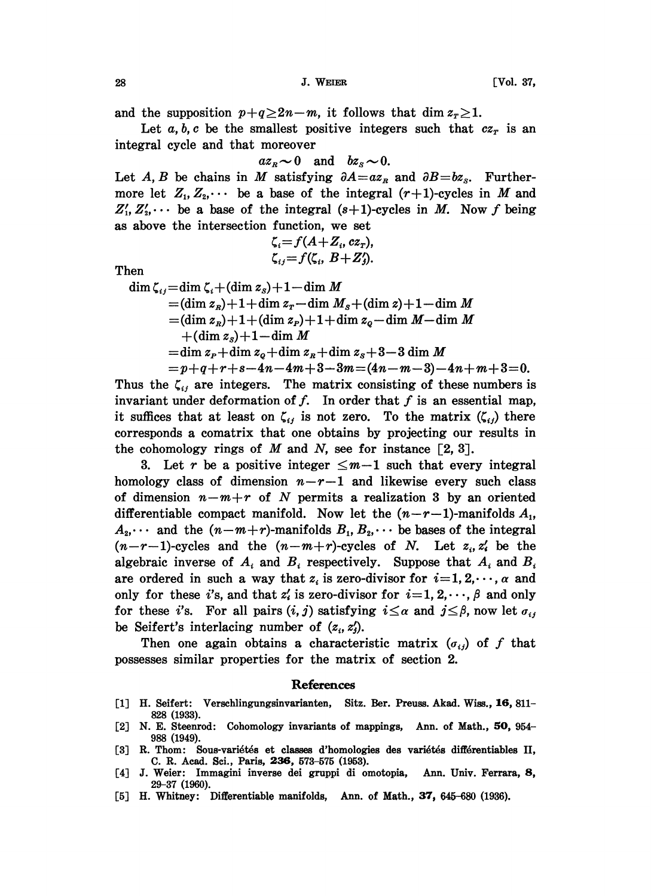and the supposition $p+q \geq 2n-m$, it follows that $\dim z_T \geq 1$.

Let $a, b, c$ be the smallest positive integers such that $cz_T$ is an integral cycle and that moreover

$$az_R \sim 0 \quad \text{and} \quad bz_S \sim 0.$$

Let $A, B$ be chains in $M$ satisfying $\partial A = az_R$ and $\partial B = bz_S$. Furthermore let $Z_1, Z_2, \cdots$ be a base of the integral $(r+1)$-cycles in $M$ and $Z'_1, Z'_2, \cdots$ be a base of the integral $(s+1)$-cycles in $M$. Now $f$ being as above the intersection function, we set

$$\zeta_i = f(A+Z_i, cz_T),$$
$$\zeta_{ij} = f(\zeta_i, B+Z'_j).$$

Then

$$\begin{aligned}
\dim \zeta_{ij} &= \dim \zeta_i + (\dim z_S) + 1 - \dim M \\
&= (\dim z_R) + 1 + \dim z_T - \dim M_S + (\dim z) + 1 - \dim M \\
&= (\dim z_R) + 1 + (\dim z_P) + 1 + \dim z_Q - \dim M - \dim M \\
&\quad + (\dim z_S) + 1 - \dim M \\
&= \dim z_P + \dim z_Q + \dim z_R + \dim z_S + 3 - 3 \dim M \\
&= p+q+r+s-4n-4m+3-3m = (4n-m-3)-4n+m+3 = 0.
\end{aligned}$$

Thus the $\zeta_{ij}$ are integers. The matrix consisting of these numbers is invariant under deformation of $f$. In order that $f$ is an essential map, it suffices that at least on $\zeta_{ij}$ is not zero. To the matrix $(\zeta_{ij})$ there corresponds a comatrix that one obtains by projecting our results in the cohomology rings of $M$ and $N$, see for instance [2, 3].

3. Let $r$ be a positive integer $\leq m-1$ such that every integral homology class of dimension $n-r-1$ and likewise every such class of dimension $n-m+r$ of $N$ permits a realization 3 by an oriented differentiable compact manifold. Now let the $(n-r-1)$-manifolds $A_1, A_2, \cdots$ and the $(n-m+r)$-manifolds $B_1, B_2, \cdots$ be bases of the integral $(n-r-1)$-cycles and the $(n-m+r)$-cycles of $N$. Let $z_i, z'_i$ be the algebraic inverse of $A_i$ and $B_i$ respectively. Suppose that $A_i$ and $B_i$ are ordered in such a way that $z_i$ is zero-divisor for $i=1, 2, \cdots, \alpha$ and only for these $i$'s, and that $z'_i$ is zero-divisor for $i=1, 2, \cdots, \beta$ and only for these $i$'s. For all pairs $(i, j)$ satisfying $i \leq \alpha$ and $j \leq \beta$, now let $\sigma_{ij}$ be Seifert's interlacing number of $(z_i, z'_j)$.

Then one again obtains a characteristic matrix $(\sigma_{ij})$ of $f$ that possesses similar properties for the matrix of section 2.

## References

[1] H. Seifert: Verschlingungsinvarianten, Sitz. Ber. Preuss. Akad. Wiss., **16**, 811–828 (1933).

[2] N. E. Steenrod: Cohomology invariants of mappings, Ann. of Math., **50**, 954–988 (1949).

[3] R. Thom: Sous-variétés et classes d'homologies des variétés différentiables II, C. R. Acad. Sci., Paris, **236**, 573–575 (1953).

[4] J. Weier: Immagini inverse dei gruppi di omotopia, Ann. Univ. Ferrara, **8**, 29–37 (1960).

[5] H. Whitney: Differentiable manifolds, Ann. of Math., **37**, 645–680 (1936).